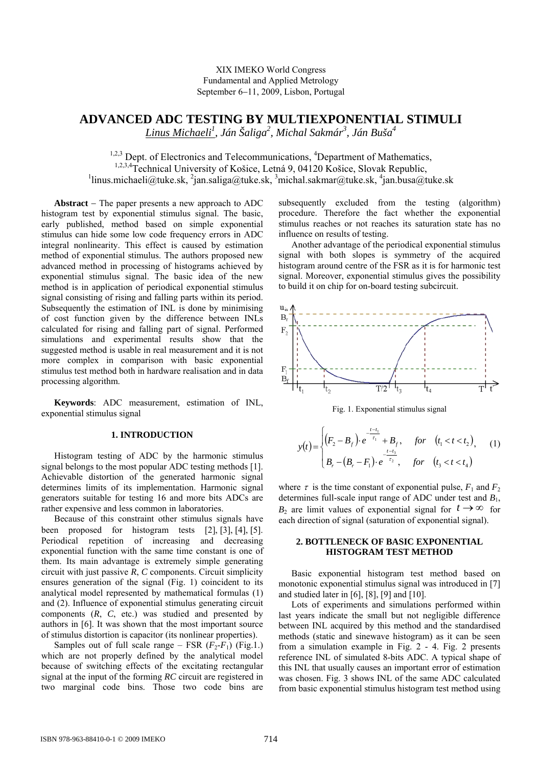XIX IMEKO World Congress
Fundamental and Applied Metrology
September 6–11, 2009, Lisbon, Portugal

# ADVANCED ADC TESTING BY MULTIEXPONENTIAL STIMULI

*Linus Michaeli[1], Ján Šaliga[2], Michal Sakmár[3], Ján Buša[4]*

[1,2,3] Dept. of Electronics and Telecommunications, [4]Department of Mathematics,
[1,2,3,4]Technical University of Košice, Letná 9, 04120 Košice, Slovak Republic,
[1]linus.michaeli@tuke.sk, [2]jan.saliga@tuke.sk, [3]michal.sakmar@tuke.sk, [4]jan.busa@tuke.sk

**Abstract** – The paper presents a new approach to ADC histogram test by exponential stimulus signal. The basic, early published, method based on simple exponential stimulus can hide some low code frequency errors in ADC integral nonlinearity. This effect is caused by estimation method of exponential stimulus. The authors proposed new advanced method in processing of histograms achieved by exponential stimulus signal. The basic idea of the new method is in application of periodical exponential stimulus signal consisting of rising and falling parts within its period. Subsequently the estimation of INL is done by minimising of cost function given by the difference between INLs calculated for rising and falling part of signal. Performed simulations and experimental results show that the suggested method is usable in real measurement and it is not more complex in comparison with basic exponential stimulus test method both in hardware realisation and in data processing algorithm.

**Keywords**: ADC measurement, estimation of INL, exponential stimulus signal

## 1. INTRODUCTION

Histogram testing of ADC by the harmonic stimulus signal belongs to the most popular ADC testing methods [1]. Achievable distortion of the generated harmonic signal determines limits of its implementation. Harmonic signal generators suitable for testing 16 and more bits ADCs are rather expensive and less common in laboratories.

Because of this constraint other stimulus signals have been proposed for histogram tests [2], [3], [4], [5]. Periodical repetition of increasing and decreasing exponential function with the same time constant is one of them. Its main advantage is extremely simple generating circuit with just passive *R*, *C* components. Circuit simplicity ensures generation of the signal (Fig. 1) coincident to its analytical model represented by mathematical formulas (1) and (2). Influence of exponential stimulus generating circuit components (*R*, *C*, etc.) was studied and presented by authors in [6]. It was shown that the most important source of stimulus distortion is capacitor (its nonlinear properties).

Samples out of full scale range – FSR ($F_2$-$F_1$) (Fig.1.) which are not properly defined by the analytical model because of switching effects of the excitating rectangular signal at the input of the forming *RC* circuit are registered in two marginal code bins. Those two code bins are subsequently excluded from the testing (algorithm) procedure. Therefore the fact whether the exponential stimulus reaches or not reaches its saturation state has no influence on results of testing.

Another advantage of the periodical exponential stimulus signal with both slopes is symmetry of the acquired histogram around centre of the FSR as it is for harmonic test signal. Moreover, exponential stimulus gives the possibility to build it on chip for on-board testing subcircuit.

Fig. 1. Exponential stimulus signal

$$y(t) = \begin{cases} \left(F_2 - B_f\right) \cdot e^{-\frac{t-t_1}{\tau_1}} + B_f, & for \quad (t_1 < t < t_2), \\ B_r - \left(B_r - F_1\right) \cdot e^{-\frac{t-t_3}{\tau_2}}, & for \quad (t_3 < t < t_4) \end{cases} \quad (1)$$

where $\tau$ is the time constant of exponential pulse, $F_1$ and $F_2$ determines full-scale input range of ADC under test and $B_1$, $B_2$ are limit values of exponential signal for $t \to \infty$ for each direction of signal (saturation of exponential signal).

## 2. BOTTLENECK OF BASIC EXPONENTIAL HISTOGRAM TEST METHOD

Basic exponential histogram test method based on monotonic exponential stimulus signal was introduced in [7] and studied later in [6], [8], [9] and [10].

Lots of experiments and simulations performed within last years indicate the small but not negligible difference between INL acquired by this method and the standardised methods (static and sinewave histogram) as it can be seen from a simulation example in Fig. 2 - 4. Fig. 2 presents reference INL of simulated 8-bits ADC. A typical shape of this INL that usually causes an important error of estimation was chosen. Fig. 3 shows INL of the same ADC calculated from basic exponential stimulus histogram test method using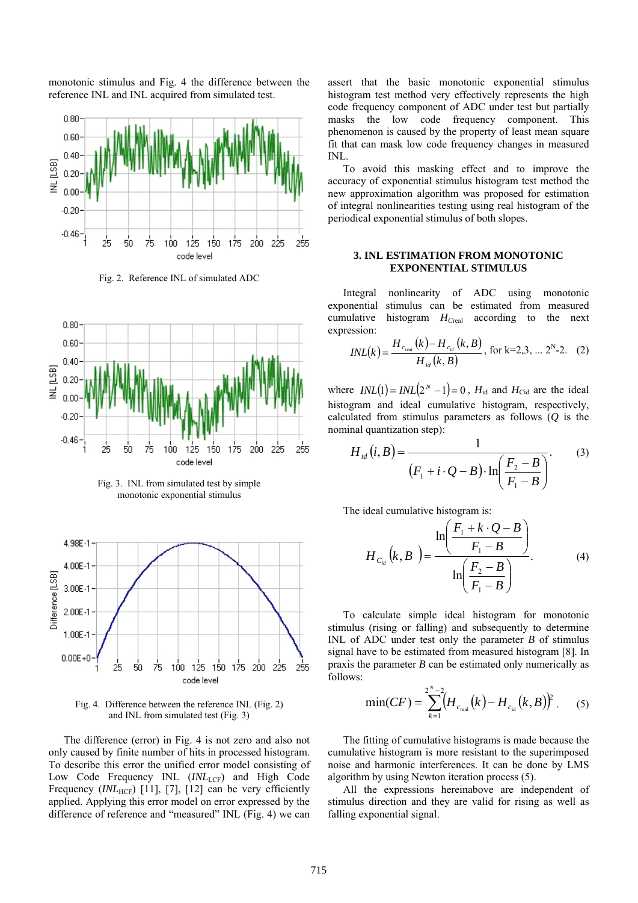monotonic stimulus and Fig. 4 the difference between the reference INL and INL acquired from simulated test.

Fig. 2. Reference INL of simulated ADC

Fig. 3. INL from simulated test by simple monotonic exponential stimulus

Fig. 4. Difference between the reference INL (Fig. 2) and INL from simulated test (Fig. 3)

The difference (error) in Fig. 4 is not zero and also not only caused by finite number of hits in processed histogram. To describe this error the unified error model consisting of Low Code Frequency INL ($INL_{LCF}$) and High Code Frequency ($INL_{HCF}$) [11], [7], [12] can be very efficiently applied. Applying this error model on error expressed by the difference of reference and "measured" INL (Fig. 4) we can assert that the basic monotonic exponential stimulus histogram test method very effectively represents the high code frequency component of ADC under test but partially masks the low code frequency component. This phenomenon is caused by the property of least mean square fit that can mask low code frequency changes in measured INL.

To avoid this masking effect and to improve the accuracy of exponential stimulus histogram test method the new approximation algorithm was proposed for estimation of integral nonlinearities testing using real histogram of the periodical exponential stimulus of both slopes.

## 3. INL ESTIMATION FROM MONOTONIC EXPONENTIAL STIMULUS

Integral nonlinearity of ADC using monotonic exponential stimulus can be estimated from measured cumulative histogram $H_{Creal}$ according to the next expression:

$$INL(k) = \frac{H_{C_{real}}(k) - H_{C_{id}}(k,B)}{H_{id}(k,B)}, \text{ for } k=2,3, \ldots 2^N\text{-}2. \quad (2)$$

where $INL(1) = INL(2^N - 1) = 0$, $H_{id}$ and $H_{Cid}$ are the ideal histogram and ideal cumulative histogram, respectively, calculated from stimulus parameters as follows ($Q$ is the nominal quantization step):

$$H_{id}(i,B) = \frac{1}{(F_1 + i \cdot Q - B) \cdot \ln\left(\dfrac{F_2 - B}{F_1 - B}\right)}. \quad (3)$$

The ideal cumulative histogram is:

$$H_{C_{id}}(k,B) = \frac{\ln\left(\dfrac{F_1 + k \cdot Q - B}{F_1 - B}\right)}{\ln\left(\dfrac{F_2 - B}{F_1 - B}\right)}. \quad (4)$$

To calculate simple ideal histogram for monotonic stimulus (rising or falling) and subsequently to determine INL of ADC under test only the parameter $B$ of stimulus signal have to be estimated from measured histogram [8]. In praxis the parameter $B$ can be estimated only numerically as follows:

$$\min(CF) = \sum_{k=1}^{2^N-2} \left(H_{C_{real}}(k) - H_{C_{id}}(k,B)\right)^2. \quad (5)$$

The fitting of cumulative histograms is made because the cumulative histogram is more resistant to the superimposed noise and harmonic interferences. It can be done by LMS algorithm by using Newton iteration process (5).

All the expressions hereinabove are independent of stimulus direction and they are valid for rising as well as falling exponential signal.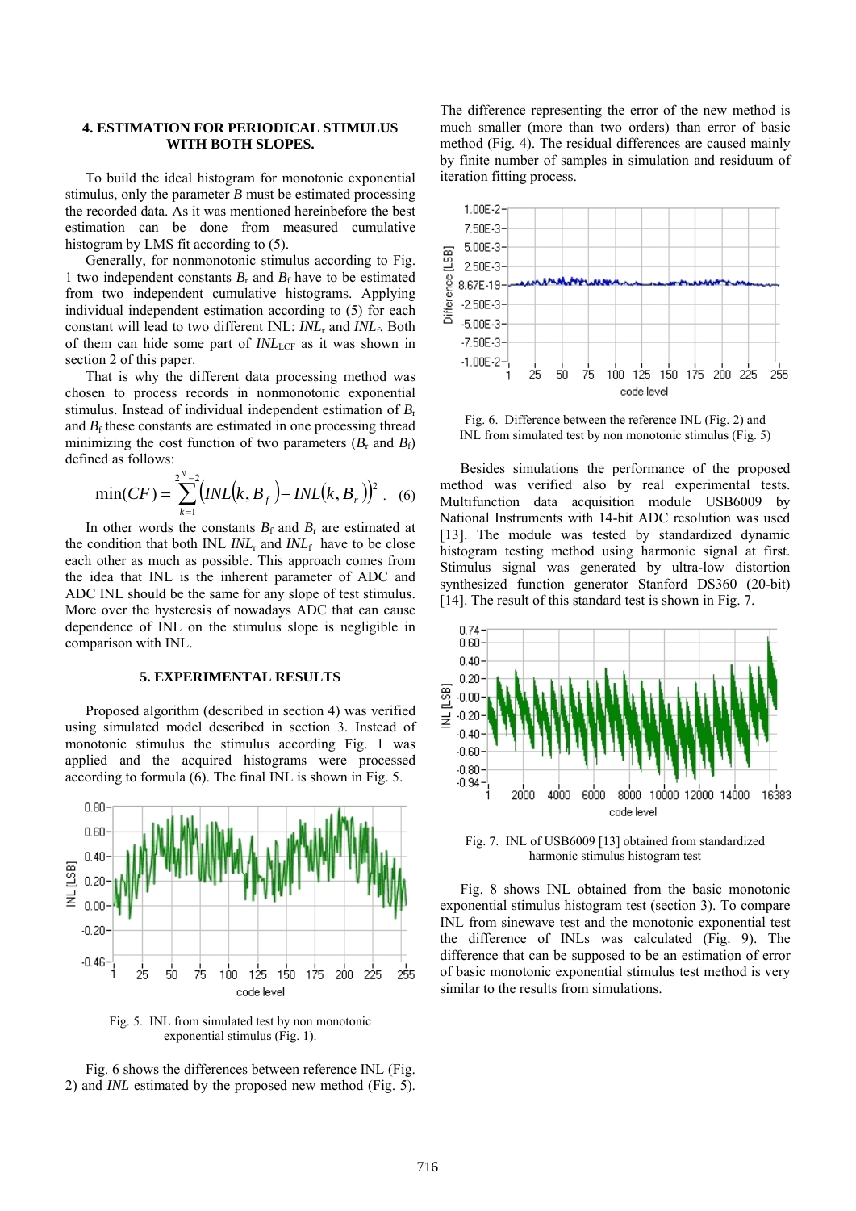## 4. ESTIMATION FOR PERIODICAL STIMULUS WITH BOTH SLOPES.

To build the ideal histogram for monotonic exponential stimulus, only the parameter $B$ must be estimated processing the recorded data. As it was mentioned hereinbefore the best estimation can be done from measured cumulative histogram by LMS fit according to (5).

Generally, for nonmonotonic stimulus according to Fig. 1 two independent constants $B_r$ and $B_f$ have to be estimated from two independent cumulative histograms. Applying individual independent estimation according to (5) for each constant will lead to two different INL: $INL_r$ and $INL_f$. Both of them can hide some part of $INL_{LCF}$ as it was shown in section 2 of this paper.

That is why the different data processing method was chosen to process records in nonmonotonic exponential stimulus. Instead of individual independent estimation of $B_r$ and $B_f$ these constants are estimated in one processing thread minimizing the cost function of two parameters ($B_r$ and $B_f$) defined as follows:

$$\min(CF) = \sum_{k=1}^{2^N-2} \left( INL(k, B_f) - INL(k, B_r) \right)^2 . \quad (6)$$

In other words the constants $B_f$ and $B_r$ are estimated at the condition that both INL $INL_r$ and $INL_f$ have to be close each other as much as possible. This approach comes from the idea that INL is the inherent parameter of ADC and ADC INL should be the same for any slope of test stimulus. More over the hysteresis of nowadays ADC that can cause dependence of INL on the stimulus slope is negligible in comparison with INL.

## 5. EXPERIMENTAL RESULTS

Proposed algorithm (described in section 4) was verified using simulated model described in section 3. Instead of monotonic stimulus the stimulus according Fig. 1 was applied and the acquired histograms were processed according to formula (6). The final INL is shown in Fig. 5.

Fig. 5. INL from simulated test by non monotonic exponential stimulus (Fig. 1).

Fig. 6 shows the differences between reference INL (Fig. 2) and $INL$ estimated by the proposed new method (Fig. 5). The difference representing the error of the new method is much smaller (more than two orders) than error of basic method (Fig. 4). The residual differences are caused mainly by finite number of samples in simulation and residuum of iteration fitting process.

Fig. 6. Difference between the reference INL (Fig. 2) and INL from simulated test by non monotonic stimulus (Fig. 5)

Besides simulations the performance of the proposed method was verified also by real experimental tests. Multifunction data acquisition module USB6009 by National Instruments with 14-bit ADC resolution was used [13]. The module was tested by standardized dynamic histogram testing method using harmonic signal at first. Stimulus signal was generated by ultra-low distortion synthesized function generator Stanford DS360 (20-bit) [14]. The result of this standard test is shown in Fig. 7.

Fig. 7. INL of USB6009 [13] obtained from standardized harmonic stimulus histogram test

Fig. 8 shows INL obtained from the basic monotonic exponential stimulus histogram test (section 3). To compare INL from sinewave test and the monotonic exponential test the difference of INLs was calculated (Fig. 9). The difference that can be supposed to be an estimation of error of basic monotonic exponential stimulus test method is very similar to the results from simulations.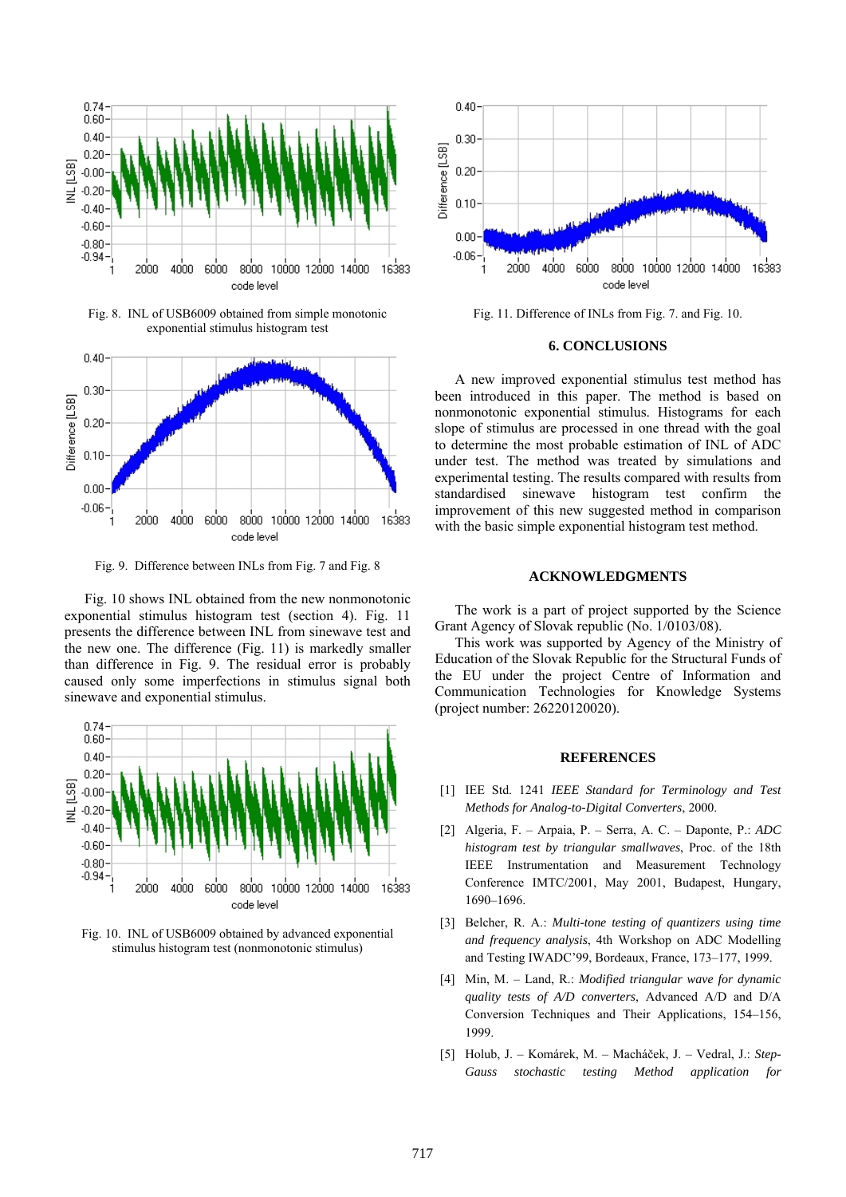Fig. 8. INL of USB6009 obtained from simple monotonic exponential stimulus histogram test

Fig. 9. Difference between INLs from Fig. 7 and Fig. 8

Fig. 10 shows INL obtained from the new nonmonotonic exponential stimulus histogram test (section 4). Fig. 11 presents the difference between INL from sinewave test and the new one. The difference (Fig. 11) is markedly smaller than difference in Fig. 9. The residual error is probably caused only some imperfections in stimulus signal both sinewave and exponential stimulus.

Fig. 10. INL of USB6009 obtained by advanced exponential stimulus histogram test (nonmonotonic stimulus)

Fig. 11. Difference of INLs from Fig. 7. and Fig. 10.

## 6. CONCLUSIONS

A new improved exponential stimulus test method has been introduced in this paper. The method is based on nonmonotonic exponential stimulus. Histograms for each slope of stimulus are processed in one thread with the goal to determine the most probable estimation of INL of ADC under test. The method was treated by simulations and experimental testing. The results compared with results from standardised sinewave histogram test confirm the improvement of this new suggested method in comparison with the basic simple exponential histogram test method.

## ACKNOWLEDGMENTS

The work is a part of project supported by the Science Grant Agency of Slovak republic (No. 1/0103/08).

This work was supported by Agency of the Ministry of Education of the Slovak Republic for the Structural Funds of the EU under the project Centre of Information and Communication Technologies for Knowledge Systems (project number: 26220120020).

## REFERENCES

[1] IEE Std. 1241 *IEEE Standard for Terminology and Test Methods for Analog-to-Digital Converters*, 2000.

[2] Algeria, F. – Arpaia, P. – Serra, A. C. – Daponte, P.: *ADC histogram test by triangular smallwaves*, Proc. of the 18th IEEE Instrumentation and Measurement Technology Conference IMTC/2001, May 2001, Budapest, Hungary, 1690–1696.

[3] Belcher, R. A.: *Multi-tone testing of quantizers using time and frequency analysis*, 4th Workshop on ADC Modelling and Testing IWADC'99, Bordeaux, France, 173–177, 1999.

[4] Min, M. – Land, R.: *Modified triangular wave for dynamic quality tests of A/D converters*, Advanced A/D and D/A Conversion Techniques and Their Applications, 154–156, 1999.

[5] Holub, J. – Komárek, M. – Macháček, J. – Vedral, J.: *Step-Gauss stochastic testing Method application for*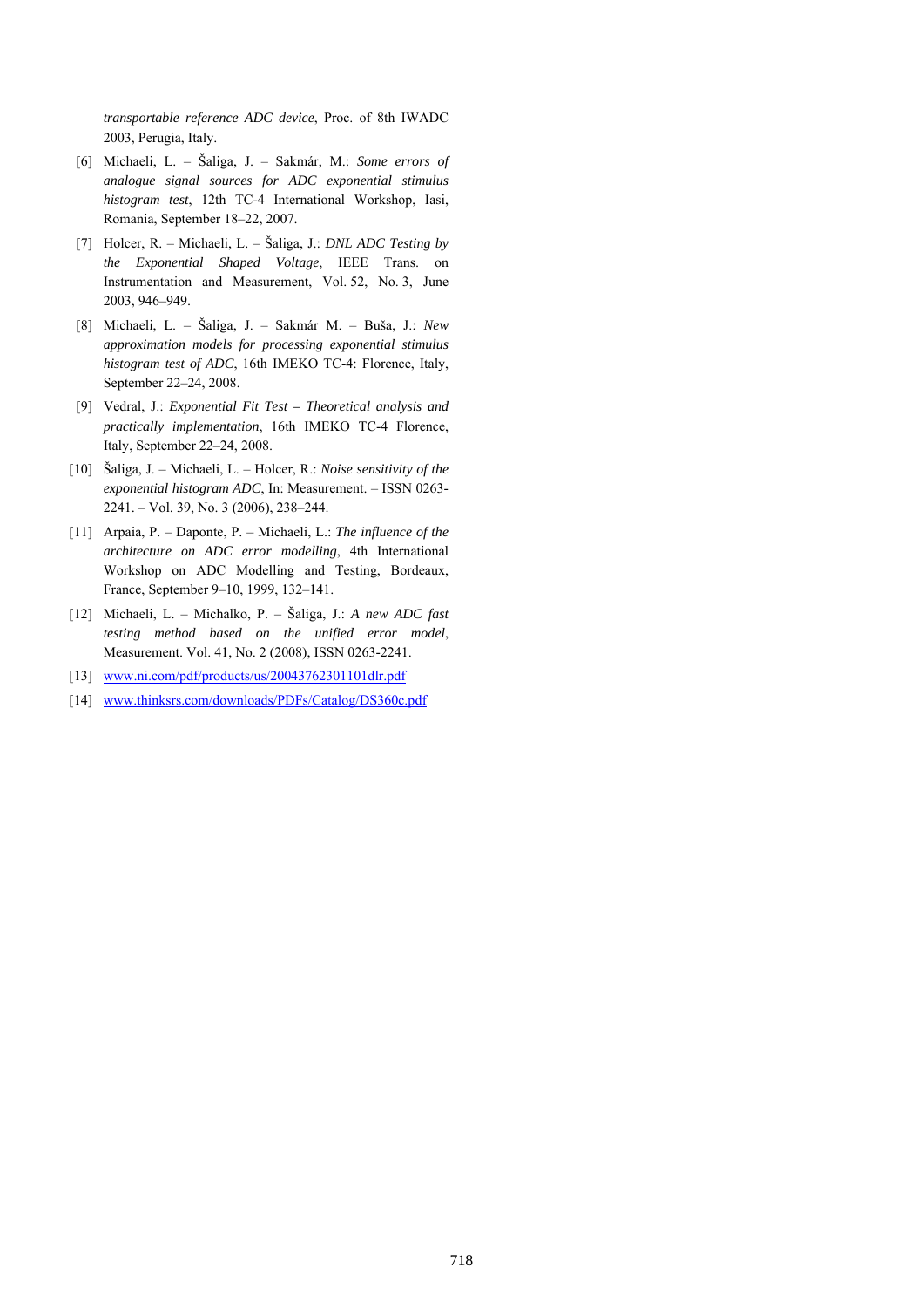*transportable reference ADC device*, Proc. of 8th IWADC 2003, Perugia, Italy.

[6] Michaeli, L. – Šaliga, J. – Sakmár, M.: *Some errors of analogue signal sources for ADC exponential stimulus histogram test*, 12th TC-4 International Workshop, Iasi, Romania, September 18–22, 2007.

[7] Holcer, R. – Michaeli, L. – Šaliga, J.: *DNL ADC Testing by the Exponential Shaped Voltage*, IEEE Trans. on Instrumentation and Measurement, Vol. 52, No. 3, June 2003, 946–949.

[8] Michaeli, L. – Šaliga, J. – Sakmár M. – Buša, J.: *New approximation models for processing exponential stimulus histogram test of ADC*, 16th IMEKO TC-4: Florence, Italy, September 22–24, 2008.

[9] Vedral, J.: *Exponential Fit Test – Theoretical analysis and practically implementation*, 16th IMEKO TC-4 Florence, Italy, September 22–24, 2008.

[10] Šaliga, J. – Michaeli, L. – Holcer, R.: *Noise sensitivity of the exponential histogram ADC*, In: Measurement. – ISSN 0263-2241. – Vol. 39, No. 3 (2006), 238–244.

[11] Arpaia, P. – Daponte, P. – Michaeli, L.: *The influence of the architecture on ADC error modelling*, 4th International Workshop on ADC Modelling and Testing, Bordeaux, France, September 9–10, 1999, 132–141.

[12] Michaeli, L. – Michalko, P. – Šaliga, J.: *A new ADC fast testing method based on the unified error model*, Measurement. Vol. 41, No. 2 (2008), ISSN 0263-2241.

[13] www.ni.com/pdf/products/us/20043762301101dlr.pdf

[14] www.thinksrs.com/downloads/PDFs/Catalog/DS360c.pdf